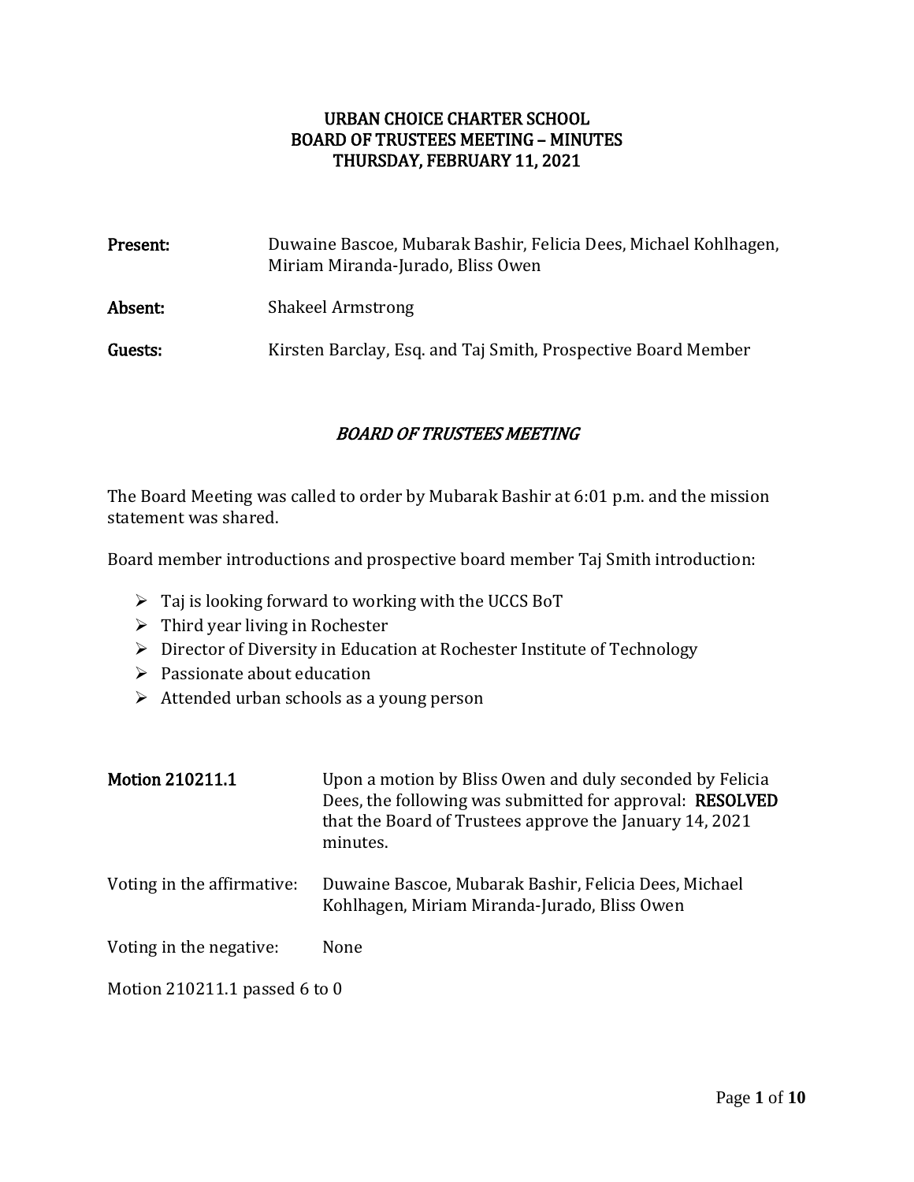# URBAN CHOICE CHARTER SCHOOL
# BOARD OF TRUSTEES MEETING – MINUTES
# THURSDAY, FEBRUARY 11, 2021

**Present:** Duwaine Bascoe, Mubarak Bashir, Felicia Dees, Michael Kohlhagen, Miriam Miranda-Jurado, Bliss Owen

**Absent:** Shakeel Armstrong

**Guests:** Kirsten Barclay, Esq. and Taj Smith, Prospective Board Member

## *BOARD OF TRUSTEES MEETING*

The Board Meeting was called to order by Mubarak Bashir at 6:01 p.m. and the mission statement was shared.

Board member introductions and prospective board member Taj Smith introduction:

- Taj is looking forward to working with the UCCS BoT
- Third year living in Rochester
- Director of Diversity in Education at Rochester Institute of Technology
- Passionate about education
- Attended urban schools as a young person

**Motion 210211.1** Upon a motion by Bliss Owen and duly seconded by Felicia Dees, the following was submitted for approval: **RESOLVED** that the Board of Trustees approve the January 14, 2021 minutes.

Voting in the affirmative: Duwaine Bascoe, Mubarak Bashir, Felicia Dees, Michael Kohlhagen, Miriam Miranda-Jurado, Bliss Owen

Voting in the negative: None

Motion 210211.1 passed 6 to 0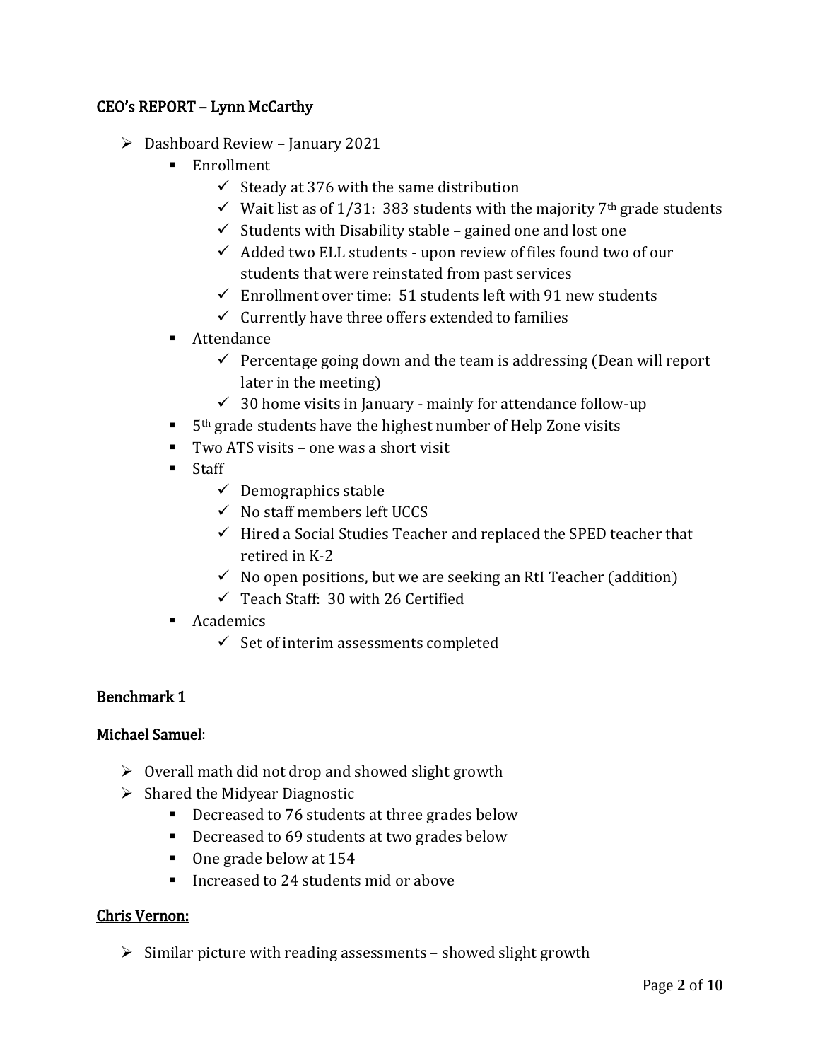## CEO's REPORT – Lynn McCarthy

- Dashboard Review – January 2021
  - Enrollment
    - ✓ Steady at 376 with the same distribution
    - ✓ Wait list as of 1/31: 383 students with the majority 7th grade students
    - ✓ Students with Disability stable – gained one and lost one
    - ✓ Added two ELL students - upon review of files found two of our students that were reinstated from past services
    - ✓ Enrollment over time: 51 students left with 91 new students
    - ✓ Currently have three offers extended to families
  - Attendance
    - ✓ Percentage going down and the team is addressing (Dean will report later in the meeting)
    - ✓ 30 home visits in January - mainly for attendance follow-up
  - 5th grade students have the highest number of Help Zone visits
  - Two ATS visits – one was a short visit
  - Staff
    - ✓ Demographics stable
    - ✓ No staff members left UCCS
    - ✓ Hired a Social Studies Teacher and replaced the SPED teacher that retired in K-2
    - ✓ No open positions, but we are seeking an RtI Teacher (addition)
    - ✓ Teach Staff: 30 with 26 Certified
  - Academics
    - ✓ Set of interim assessments completed

## Benchmark 1

### Michael Samuel:

- Overall math did not drop and showed slight growth
- Shared the Midyear Diagnostic
  - Decreased to 76 students at three grades below
  - Decreased to 69 students at two grades below
  - One grade below at 154
  - Increased to 24 students mid or above

### Chris Vernon:

- Similar picture with reading assessments – showed slight growth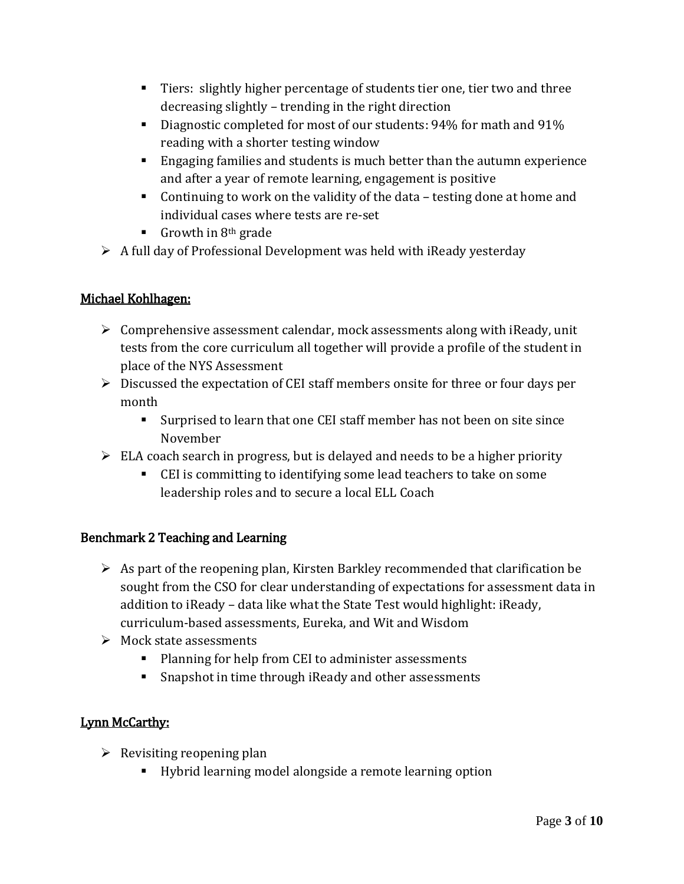- Tiers: slightly higher percentage of students tier one, tier two and three decreasing slightly – trending in the right direction
  - Diagnostic completed for most of our students: 94% for math and 91% reading with a shorter testing window
  - Engaging families and students is much better than the autumn experience and after a year of remote learning, engagement is positive
  - Continuing to work on the validity of the data – testing done at home and individual cases where tests are re-set
  - Growth in 8th grade
- A full day of Professional Development was held with iReady yesterday

<u>Michael Kohlhagen:</u>

- Comprehensive assessment calendar, mock assessments along with iReady, unit tests from the core curriculum all together will provide a profile of the student in place of the NYS Assessment
- Discussed the expectation of CEI staff members onsite for three or four days per month
  - Surprised to learn that one CEI staff member has not been on site since November
- ELA coach search in progress, but is delayed and needs to be a higher priority
  - CEI is committing to identifying some lead teachers to take on some leadership roles and to secure a local ELL Coach

Benchmark 2 Teaching and Learning

- As part of the reopening plan, Kirsten Barkley recommended that clarification be sought from the CSO for clear understanding of expectations for assessment data in addition to iReady – data like what the State Test would highlight: iReady, curriculum-based assessments, Eureka, and Wit and Wisdom
- Mock state assessments
  - Planning for help from CEI to administer assessments
  - Snapshot in time through iReady and other assessments

<u>Lynn McCarthy:</u>

- Revisiting reopening plan
  - Hybrid learning model alongside a remote learning option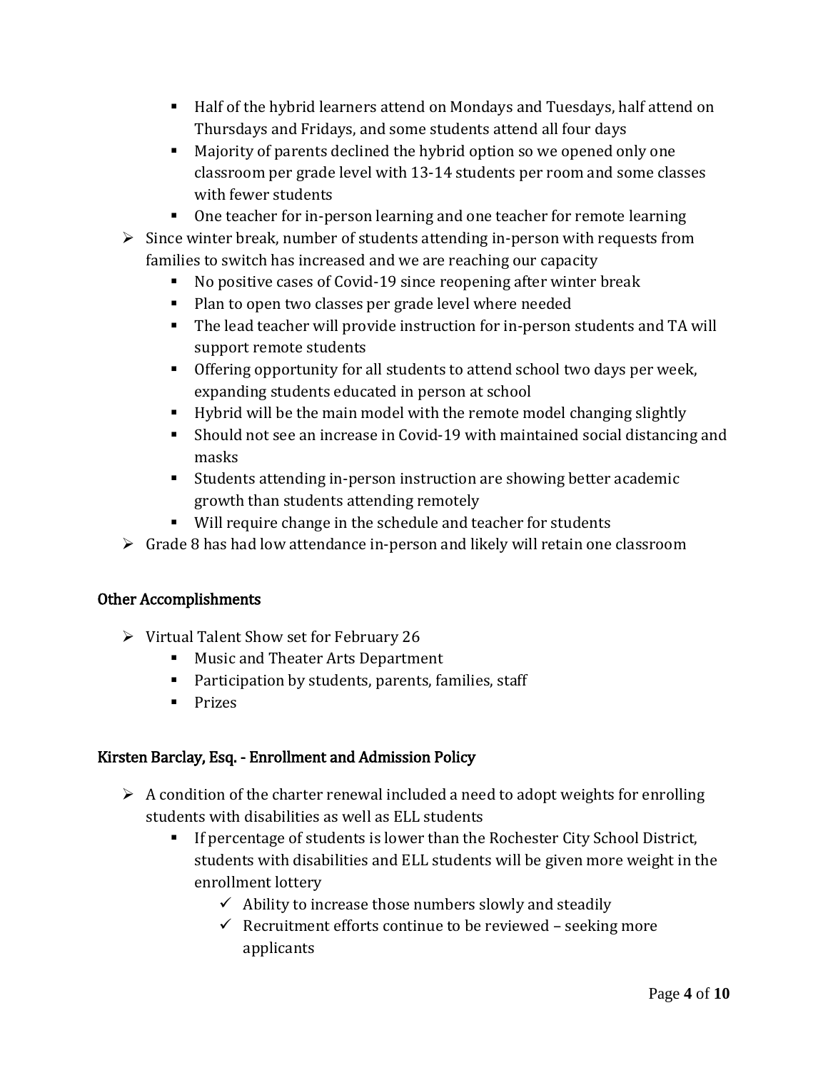- Half of the hybrid learners attend on Mondays and Tuesdays, half attend on Thursdays and Fridays, and some students attend all four days
    - Majority of parents declined the hybrid option so we opened only one classroom per grade level with 13-14 students per room and some classes with fewer students
    - One teacher for in-person learning and one teacher for remote learning
- Since winter break, number of students attending in-person with requests from families to switch has increased and we are reaching our capacity
    - No positive cases of Covid-19 since reopening after winter break
    - Plan to open two classes per grade level where needed
    - The lead teacher will provide instruction for in-person students and TA will support remote students
    - Offering opportunity for all students to attend school two days per week, expanding students educated in person at school
    - Hybrid will be the main model with the remote model changing slightly
    - Should not see an increase in Covid-19 with maintained social distancing and masks
    - Students attending in-person instruction are showing better academic growth than students attending remotely
    - Will require change in the schedule and teacher for students
- Grade 8 has had low attendance in-person and likely will retain one classroom

## Other Accomplishments

- Virtual Talent Show set for February 26
    - Music and Theater Arts Department
    - Participation by students, parents, families, staff
    - Prizes

## Kirsten Barclay, Esq. - Enrollment and Admission Policy

- A condition of the charter renewal included a need to adopt weights for enrolling students with disabilities as well as ELL students
    - If percentage of students is lower than the Rochester City School District, students with disabilities and ELL students will be given more weight in the enrollment lottery
        - ✓ Ability to increase those numbers slowly and steadily
        - ✓ Recruitment efforts continue to be reviewed – seeking more applicants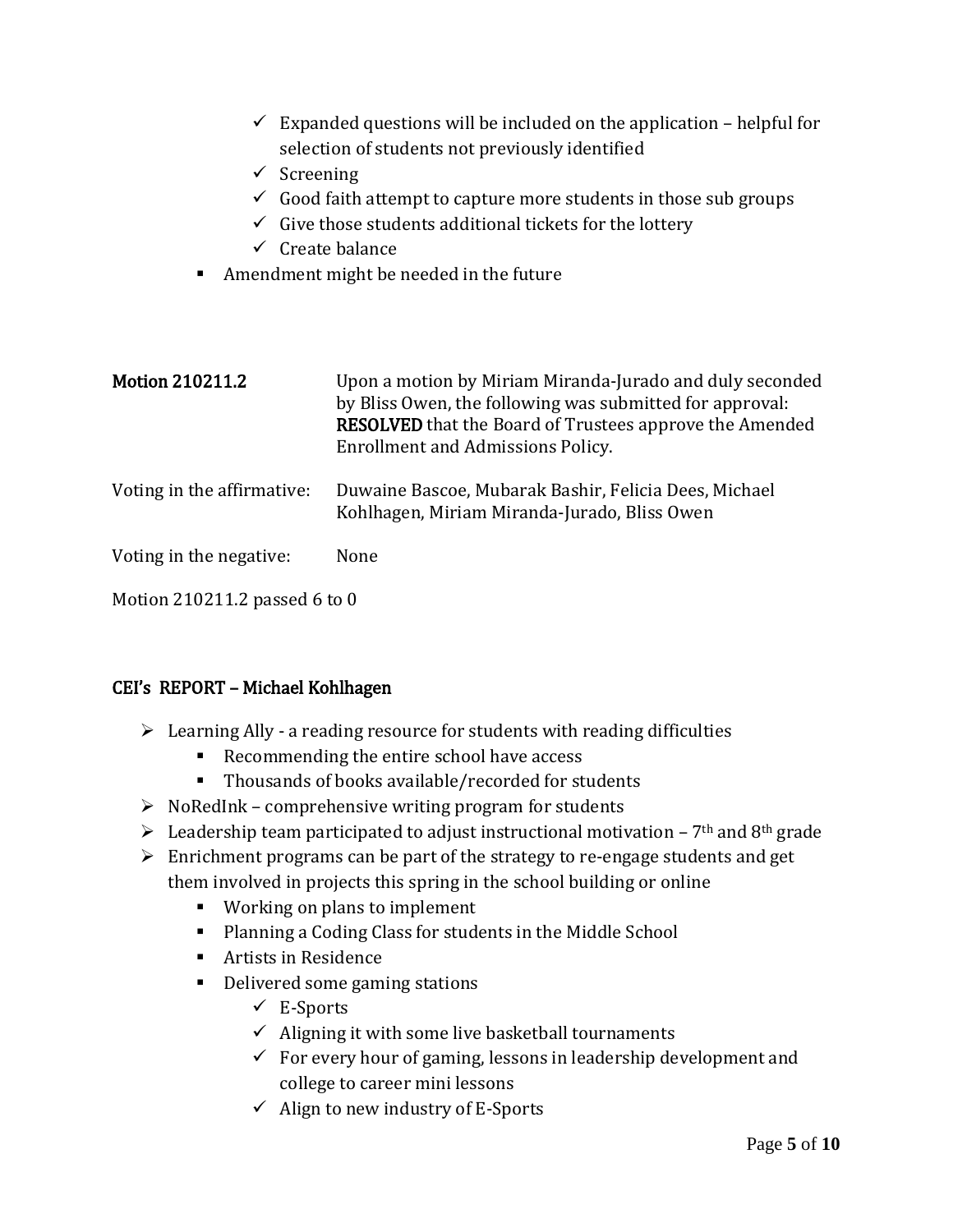- ✓ Expanded questions will be included on the application – helpful for selection of students not previously identified
    - ✓ Screening
    - ✓ Good faith attempt to capture more students in those sub groups
    - ✓ Give those students additional tickets for the lottery
    - ✓ Create balance
  - Amendment might be needed in the future

| | |
|---|---|
| **Motion 210211.2** | Upon a motion by Miriam Miranda-Jurado and duly seconded by Bliss Owen, the following was submitted for approval: **RESOLVED** that the Board of Trustees approve the Amended Enrollment and Admissions Policy. |
| Voting in the affirmative: | Duwaine Bascoe, Mubarak Bashir, Felicia Dees, Michael Kohlhagen, Miriam Miranda-Jurado, Bliss Owen |
| Voting in the negative: | None |

Motion 210211.2 passed 6 to 0

## CEI's REPORT – Michael Kohlhagen

- Learning Ally - a reading resource for students with reading difficulties
  - Recommending the entire school have access
  - Thousands of books available/recorded for students
- NoRedInk – comprehensive writing program for students
- Leadership team participated to adjust instructional motivation – 7th and 8th grade
- Enrichment programs can be part of the strategy to re-engage students and get them involved in projects this spring in the school building or online
  - Working on plans to implement
  - Planning a Coding Class for students in the Middle School
  - Artists in Residence
  - Delivered some gaming stations
    - ✓ E-Sports
    - ✓ Aligning it with some live basketball tournaments
    - ✓ For every hour of gaming, lessons in leadership development and college to career mini lessons
    - ✓ Align to new industry of E-Sports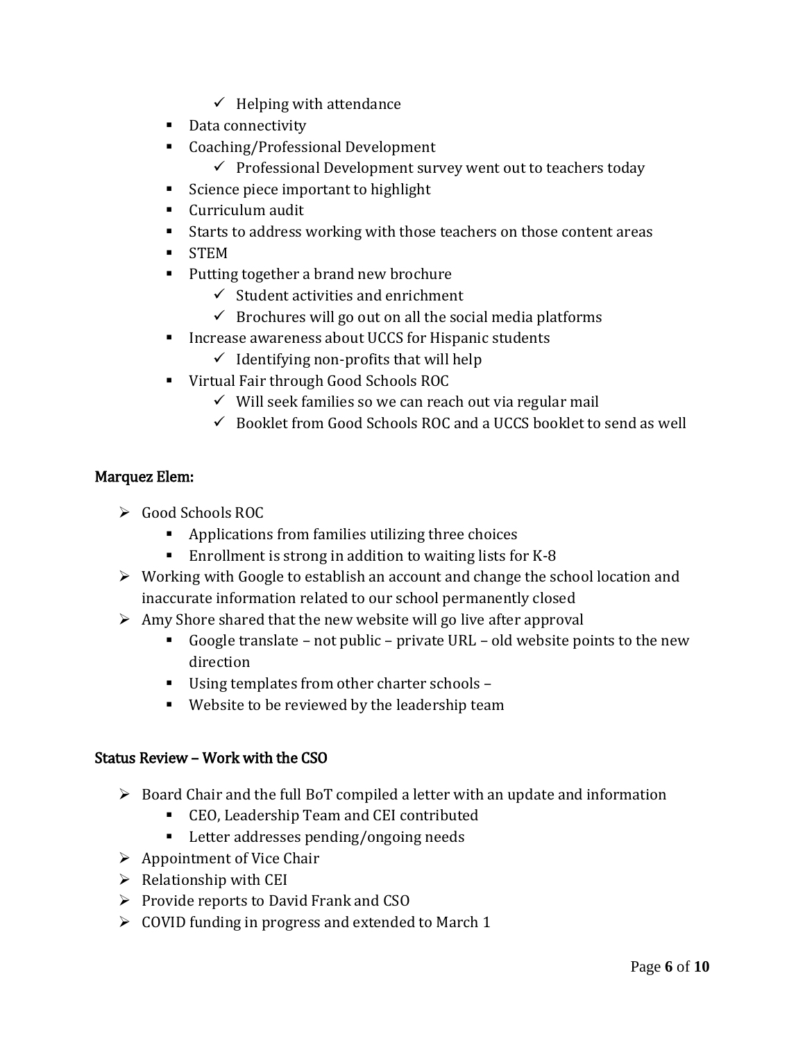- Helping with attendance
    - Data connectivity
    - Coaching/Professional Development
        - Professional Development survey went out to teachers today
    - Science piece important to highlight
    - Curriculum audit
    - Starts to address working with those teachers on those content areas
    - STEM
    - Putting together a brand new brochure
        - Student activities and enrichment
        - Brochures will go out on all the social media platforms
    - Increase awareness about UCCS for Hispanic students
        - Identifying non-profits that will help
    - Virtual Fair through Good Schools ROC
        - Will seek families so we can reach out via regular mail
        - Booklet from Good Schools ROC and a UCCS booklet to send as well

### Marquez Elem:

- Good Schools ROC
    - Applications from families utilizing three choices
    - Enrollment is strong in addition to waiting lists for K-8
- Working with Google to establish an account and change the school location and inaccurate information related to our school permanently closed
- Amy Shore shared that the new website will go live after approval
    - Google translate – not public – private URL – old website points to the new direction
    - Using templates from other charter schools –
    - Website to be reviewed by the leadership team

### Status Review – Work with the CSO

- Board Chair and the full BoT compiled a letter with an update and information
    - CEO, Leadership Team and CEI contributed
    - Letter addresses pending/ongoing needs
- Appointment of Vice Chair
- Relationship with CEI
- Provide reports to David Frank and CSO
- COVID funding in progress and extended to March 1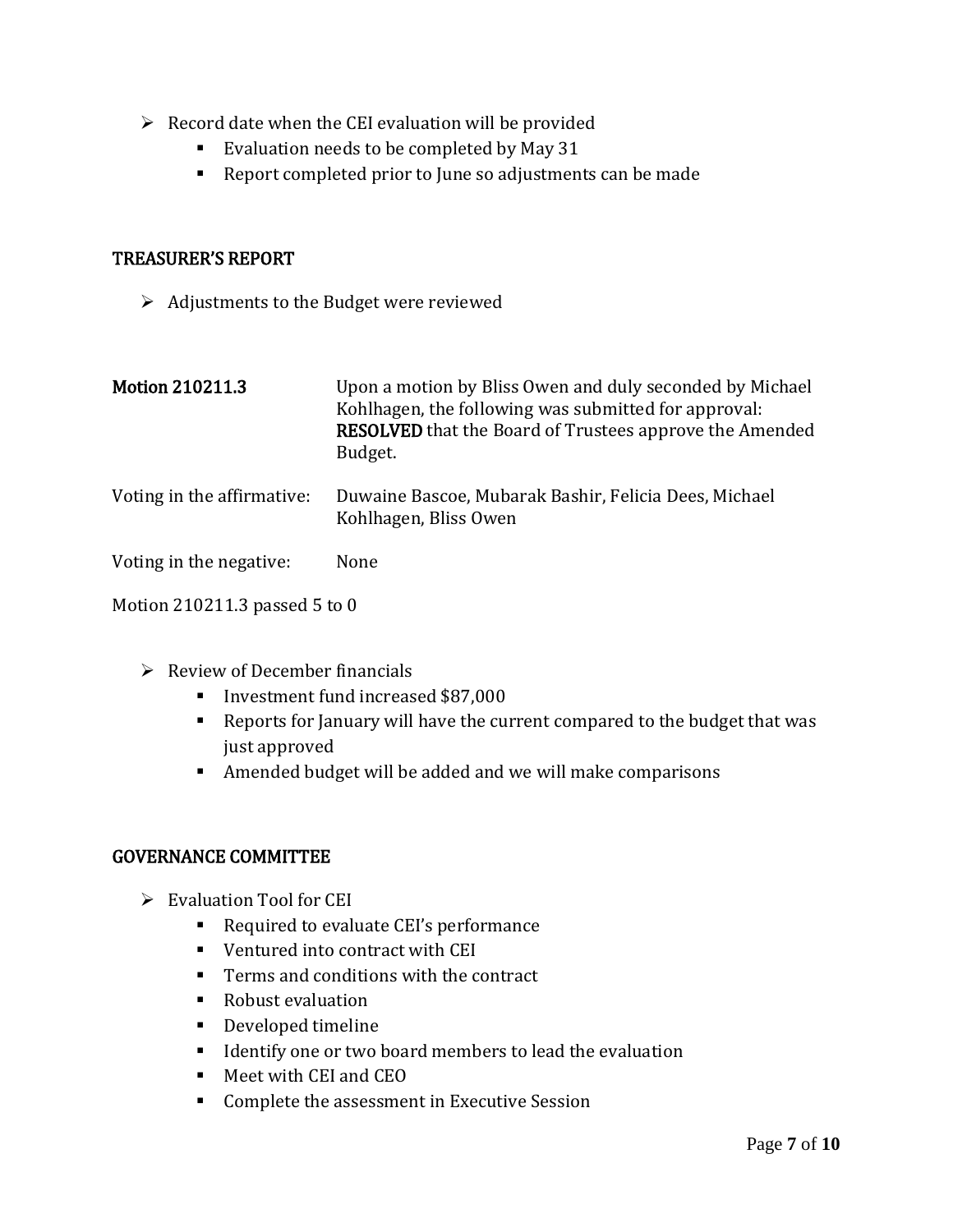- Record date when the CEI evaluation will be provided
  - Evaluation needs to be completed by May 31
  - Report completed prior to June so adjustments can be made

## TREASURER'S REPORT

- Adjustments to the Budget were reviewed

**Motion 210211.3** Upon a motion by Bliss Owen and duly seconded by Michael Kohlhagen, the following was submitted for approval: **RESOLVED** that the Board of Trustees approve the Amended Budget.

Voting in the affirmative: Duwaine Bascoe, Mubarak Bashir, Felicia Dees, Michael Kohlhagen, Bliss Owen

Voting in the negative: None

Motion 210211.3 passed 5 to 0

- Review of December financials
  - Investment fund increased $87,000
  - Reports for January will have the current compared to the budget that was just approved
  - Amended budget will be added and we will make comparisons

## GOVERNANCE COMMITTEE

- Evaluation Tool for CEI
  - Required to evaluate CEI's performance
  - Ventured into contract with CEI
  - Terms and conditions with the contract
  - Robust evaluation
  - Developed timeline
  - Identify one or two board members to lead the evaluation
  - Meet with CEI and CEO
  - Complete the assessment in Executive Session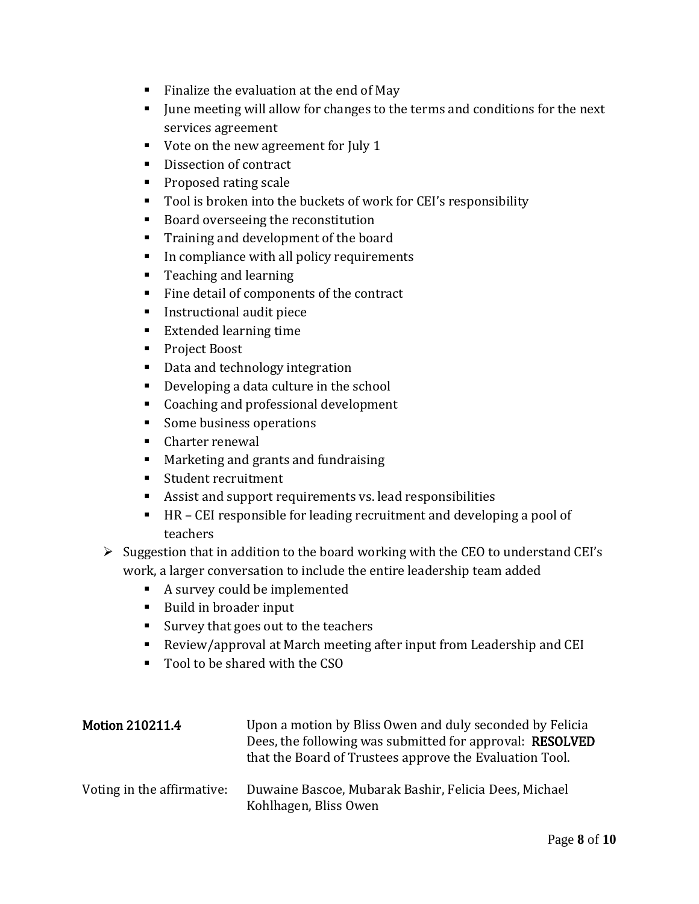- Finalize the evaluation at the end of May
  - June meeting will allow for changes to the terms and conditions for the next services agreement
  - Vote on the new agreement for July 1
  - Dissection of contract
  - Proposed rating scale
  - Tool is broken into the buckets of work for CEI's responsibility
  - Board overseeing the reconstitution
  - Training and development of the board
  - In compliance with all policy requirements
  - Teaching and learning
  - Fine detail of components of the contract
  - Instructional audit piece
  - Extended learning time
  - Project Boost
  - Data and technology integration
  - Developing a data culture in the school
  - Coaching and professional development
  - Some business operations
  - Charter renewal
  - Marketing and grants and fundraising
  - Student recruitment
  - Assist and support requirements vs. lead responsibilities
  - HR – CEI responsible for leading recruitment and developing a pool of teachers

- Suggestion that in addition to the board working with the CEO to understand CEI's work, a larger conversation to include the entire leadership team added
  - A survey could be implemented
  - Build in broader input
  - Survey that goes out to the teachers
  - Review/approval at March meeting after input from Leadership and CEI
  - Tool to be shared with the CSO

| | |
|---|---|
| **Motion 210211.4** | Upon a motion by Bliss Owen and duly seconded by Felicia Dees, the following was submitted for approval: **RESOLVED** that the Board of Trustees approve the Evaluation Tool. |
| Voting in the affirmative: | Duwaine Bascoe, Mubarak Bashir, Felicia Dees, Michael Kohlhagen, Bliss Owen |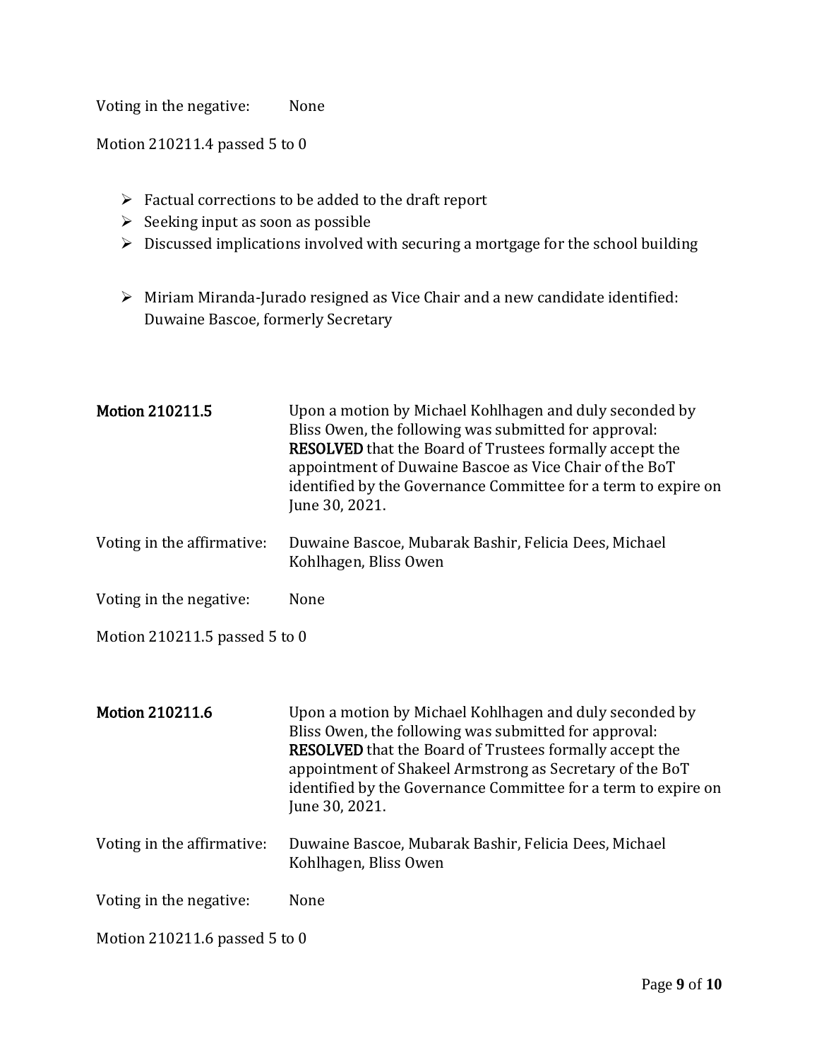Voting in the negative: None

Motion 210211.4 passed 5 to 0

- Factual corrections to be added to the draft report
- Seeking input as soon as possible
- Discussed implications involved with securing a mortgage for the school building

- Miriam Miranda-Jurado resigned as Vice Chair and a new candidate identified: Duwaine Bascoe, formerly Secretary

**Motion 210211.5** Upon a motion by Michael Kohlhagen and duly seconded by Bliss Owen, the following was submitted for approval: **RESOLVED** that the Board of Trustees formally accept the appointment of Duwaine Bascoe as Vice Chair of the BoT identified by the Governance Committee for a term to expire on June 30, 2021.

Voting in the affirmative: Duwaine Bascoe, Mubarak Bashir, Felicia Dees, Michael Kohlhagen, Bliss Owen

Voting in the negative: None

Motion 210211.5 passed 5 to 0

**Motion 210211.6** Upon a motion by Michael Kohlhagen and duly seconded by Bliss Owen, the following was submitted for approval: **RESOLVED** that the Board of Trustees formally accept the appointment of Shakeel Armstrong as Secretary of the BoT identified by the Governance Committee for a term to expire on June 30, 2021.

Voting in the affirmative: Duwaine Bascoe, Mubarak Bashir, Felicia Dees, Michael Kohlhagen, Bliss Owen

Voting in the negative: None

Motion 210211.6 passed 5 to 0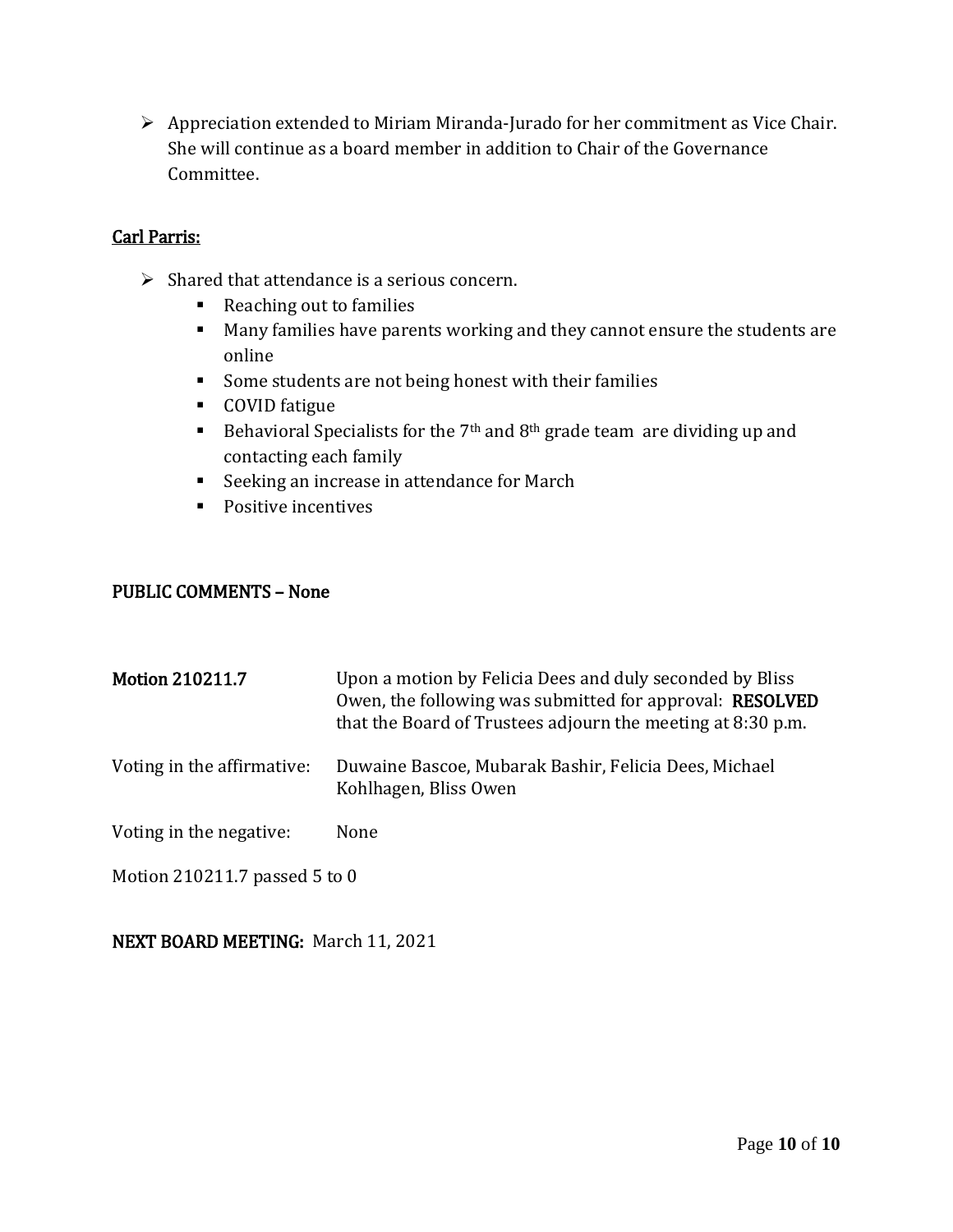- Appreciation extended to Miriam Miranda-Jurado for her commitment as Vice Chair. She will continue as a board member in addition to Chair of the Governance Committee.

**Carl Parris:**

- Shared that attendance is a serious concern.
  - Reaching out to families
  - Many families have parents working and they cannot ensure the students are online
  - Some students are not being honest with their families
  - COVID fatigue
  - Behavioral Specialists for the 7th and 8th grade team are dividing up and contacting each family
  - Seeking an increase in attendance for March
  - Positive incentives

**PUBLIC COMMENTS – None**

| | |
|---|---|
| **Motion 210211.7** | Upon a motion by Felicia Dees and duly seconded by Bliss Owen, the following was submitted for approval: **RESOLVED** that the Board of Trustees adjourn the meeting at 8:30 p.m. |
| Voting in the affirmative: | Duwaine Bascoe, Mubarak Bashir, Felicia Dees, Michael Kohlhagen, Bliss Owen |
| Voting in the negative: | None |

Motion 210211.7 passed 5 to 0

**NEXT BOARD MEETING:** March 11, 2021